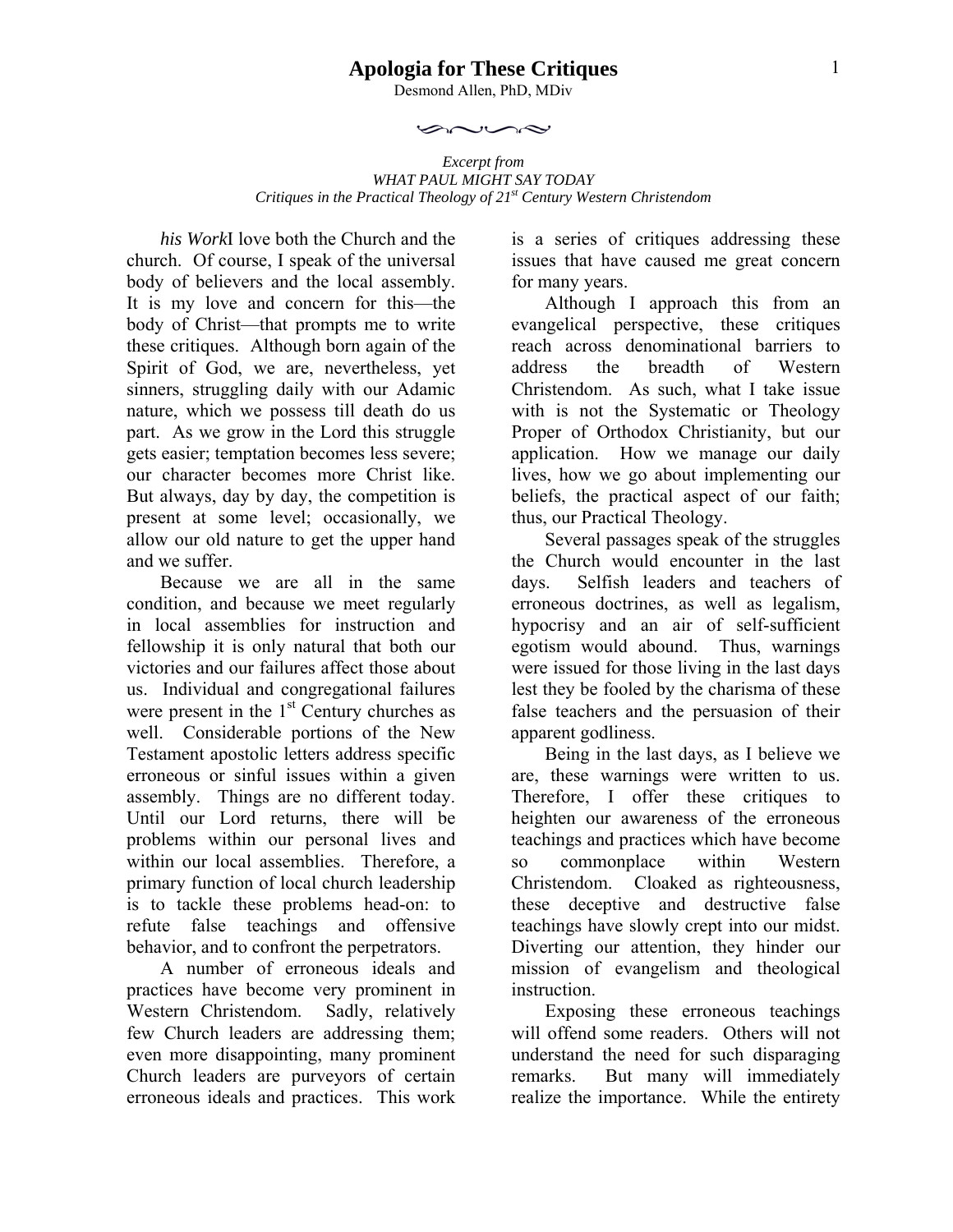# Apologia for These Critiques

Desmond Allen, PhD, MDiv

*Excerpt from*
*WHAT PAUL MIGHT SAY TODAY*
*Critiques in the Practical Theology of 21st Century Western Christendom*

*his Work*I love both the Church and the church. Of course, I speak of the universal body of believers and the local assembly. It is my love and concern for this—the body of Christ—that prompts me to write these critiques. Although born again of the Spirit of God, we are, nevertheless, yet sinners, struggling daily with our Adamic nature, which we possess till death do us part. As we grow in the Lord this struggle gets easier; temptation becomes less severe; our character becomes more Christ like. But always, day by day, the competition is present at some level; occasionally, we allow our old nature to get the upper hand and we suffer.

Because we are all in the same condition, and because we meet regularly in local assemblies for instruction and fellowship it is only natural that both our victories and our failures affect those about us. Individual and congregational failures were present in the 1st Century churches as well. Considerable portions of the New Testament apostolic letters address specific erroneous or sinful issues within a given assembly. Things are no different today. Until our Lord returns, there will be problems within our personal lives and within our local assemblies. Therefore, a primary function of local church leadership is to tackle these problems head-on: to refute false teachings and offensive behavior, and to confront the perpetrators.

A number of erroneous ideals and practices have become very prominent in Western Christendom. Sadly, relatively few Church leaders are addressing them; even more disappointing, many prominent Church leaders are purveyors of certain erroneous ideals and practices. This work is a series of critiques addressing these issues that have caused me great concern for many years.

Although I approach this from an evangelical perspective, these critiques reach across denominational barriers to address the breadth of Western Christendom. As such, what I take issue with is not the Systematic or Theology Proper of Orthodox Christianity, but our application. How we manage our daily lives, how we go about implementing our beliefs, the practical aspect of our faith; thus, our Practical Theology.

Several passages speak of the struggles the Church would encounter in the last days. Selfish leaders and teachers of erroneous doctrines, as well as legalism, hypocrisy and an air of self-sufficient egotism would abound. Thus, warnings were issued for those living in the last days lest they be fooled by the charisma of these false teachers and the persuasion of their apparent godliness.

Being in the last days, as I believe we are, these warnings were written to us. Therefore, I offer these critiques to heighten our awareness of the erroneous teachings and practices which have become so commonplace within Western Christendom. Cloaked as righteousness, these deceptive and destructive false teachings have slowly crept into our midst. Diverting our attention, they hinder our mission of evangelism and theological instruction.

Exposing these erroneous teachings will offend some readers. Others will not understand the need for such disparaging remarks. But many will immediately realize the importance. While the entirety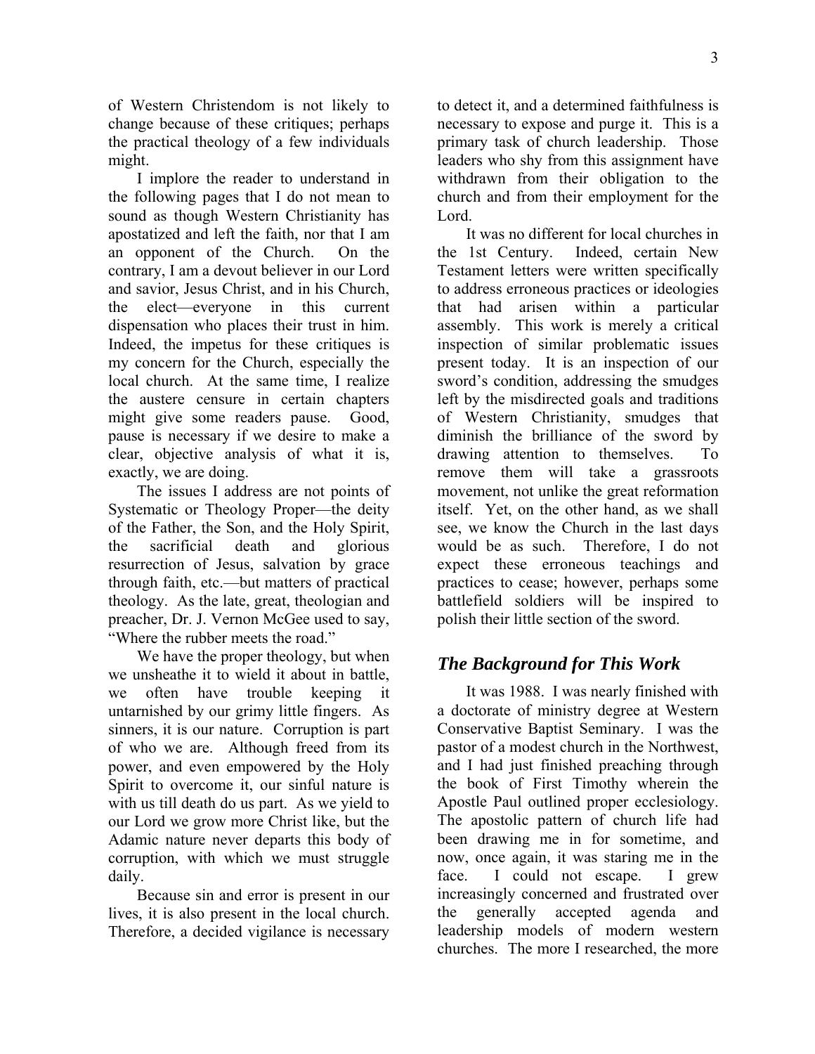of Western Christendom is not likely to change because of these critiques; perhaps the practical theology of a few individuals might.

I implore the reader to understand in the following pages that I do not mean to sound as though Western Christianity has apostatized and left the faith, nor that I am an opponent of the Church. On the contrary, I am a devout believer in our Lord and savior, Jesus Christ, and in his Church, the elect—everyone in this current dispensation who places their trust in him. Indeed, the impetus for these critiques is my concern for the Church, especially the local church. At the same time, I realize the austere censure in certain chapters might give some readers pause. Good, pause is necessary if we desire to make a clear, objective analysis of what it is, exactly, we are doing.

The issues I address are not points of Systematic or Theology Proper—the deity of the Father, the Son, and the Holy Spirit, the sacrificial death and glorious resurrection of Jesus, salvation by grace through faith, etc.—but matters of practical theology. As the late, great, theologian and preacher, Dr. J. Vernon McGee used to say, "Where the rubber meets the road."

We have the proper theology, but when we unsheathe it to wield it about in battle, we often have trouble keeping it untarnished by our grimy little fingers. As sinners, it is our nature. Corruption is part of who we are. Although freed from its power, and even empowered by the Holy Spirit to overcome it, our sinful nature is with us till death do us part. As we yield to our Lord we grow more Christ like, but the Adamic nature never departs this body of corruption, with which we must struggle daily.

Because sin and error is present in our lives, it is also present in the local church. Therefore, a decided vigilance is necessary to detect it, and a determined faithfulness is necessary to expose and purge it. This is a primary task of church leadership. Those leaders who shy from this assignment have withdrawn from their obligation to the church and from their employment for the Lord.

It was no different for local churches in the 1st Century. Indeed, certain New Testament letters were written specifically to address erroneous practices or ideologies that had arisen within a particular assembly. This work is merely a critical inspection of similar problematic issues present today. It is an inspection of our sword's condition, addressing the smudges left by the misdirected goals and traditions of Western Christianity, smudges that diminish the brilliance of the sword by drawing attention to themselves. To remove them will take a grassroots movement, not unlike the great reformation itself. Yet, on the other hand, as we shall see, we know the Church in the last days would be as such. Therefore, I do not expect these erroneous teachings and practices to cease; however, perhaps some battlefield soldiers will be inspired to polish their little section of the sword.

## *The Background for This Work*

It was 1988. I was nearly finished with a doctorate of ministry degree at Western Conservative Baptist Seminary. I was the pastor of a modest church in the Northwest, and I had just finished preaching through the book of First Timothy wherein the Apostle Paul outlined proper ecclesiology. The apostolic pattern of church life had been drawing me in for sometime, and now, once again, it was staring me in the face. I could not escape. I grew increasingly concerned and frustrated over the generally accepted agenda and leadership models of modern western churches. The more I researched, the more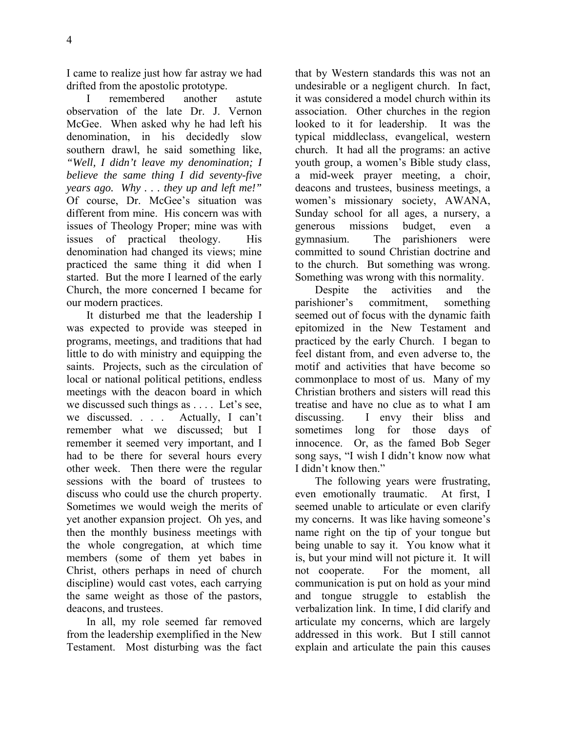I came to realize just how far astray we had drifted from the apostolic prototype.

I remembered another astute observation of the late Dr. J. Vernon McGee. When asked why he had left his denomination, in his decidedly slow southern drawl, he said something like, *"Well, I didn't leave my denomination; I believe the same thing I did seventy-five years ago. Why . . . they up and left me!"* Of course, Dr. McGee's situation was different from mine. His concern was with issues of Theology Proper; mine was with issues of practical theology. His denomination had changed its views; mine practiced the same thing it did when I started. But the more I learned of the early Church, the more concerned I became for our modern practices.

It disturbed me that the leadership I was expected to provide was steeped in programs, meetings, and traditions that had little to do with ministry and equipping the saints. Projects, such as the circulation of local or national political petitions, endless meetings with the deacon board in which we discussed such things as . . . . Let's see, we discussed. . . . Actually, I can't remember what we discussed; but I remember it seemed very important, and I had to be there for several hours every other week. Then there were the regular sessions with the board of trustees to discuss who could use the church property. Sometimes we would weigh the merits of yet another expansion project. Oh yes, and then the monthly business meetings with the whole congregation, at which time members (some of them yet babes in Christ, others perhaps in need of church discipline) would cast votes, each carrying the same weight as those of the pastors, deacons, and trustees.

In all, my role seemed far removed from the leadership exemplified in the New Testament. Most disturbing was the fact that by Western standards this was not an undesirable or a negligent church. In fact, it was considered a model church within its association. Other churches in the region looked to it for leadership. It was the typical middleclass, evangelical, western church. It had all the programs: an active youth group, a women's Bible study class, a mid-week prayer meeting, a choir, deacons and trustees, business meetings, a women's missionary society, AWANA, Sunday school for all ages, a nursery, a generous missions budget, even a gymnasium. The parishioners were committed to sound Christian doctrine and to the church. But something was wrong. Something was wrong with this normality.

Despite the activities and the parishioner's commitment, something seemed out of focus with the dynamic faith epitomized in the New Testament and practiced by the early Church. I began to feel distant from, and even adverse to, the motif and activities that have become so commonplace to most of us. Many of my Christian brothers and sisters will read this treatise and have no clue as to what I am discussing. I envy their bliss and sometimes long for those days of innocence. Or, as the famed Bob Seger song says, "I wish I didn't know now what I didn't know then."

The following years were frustrating, even emotionally traumatic. At first, I seemed unable to articulate or even clarify my concerns. It was like having someone's name right on the tip of your tongue but being unable to say it. You know what it is, but your mind will not picture it. It will not cooperate. For the moment, all communication is put on hold as your mind and tongue struggle to establish the verbalization link. In time, I did clarify and articulate my concerns, which are largely addressed in this work. But I still cannot explain and articulate the pain this causes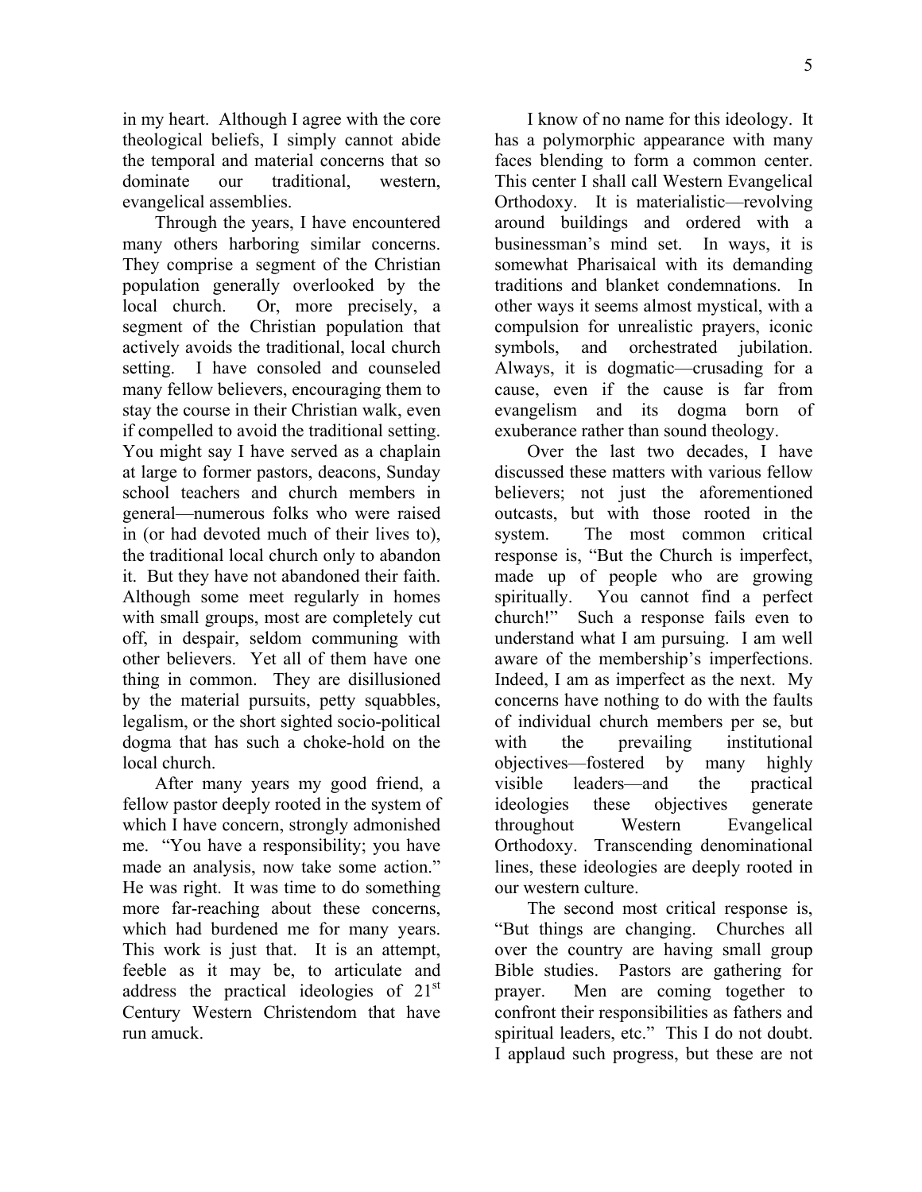in my heart. Although I agree with the core theological beliefs, I simply cannot abide the temporal and material concerns that so dominate our traditional, western, evangelical assemblies.

Through the years, I have encountered many others harboring similar concerns. They comprise a segment of the Christian population generally overlooked by the local church. Or, more precisely, a segment of the Christian population that actively avoids the traditional, local church setting. I have consoled and counseled many fellow believers, encouraging them to stay the course in their Christian walk, even if compelled to avoid the traditional setting. You might say I have served as a chaplain at large to former pastors, deacons, Sunday school teachers and church members in general—numerous folks who were raised in (or had devoted much of their lives to), the traditional local church only to abandon it. But they have not abandoned their faith. Although some meet regularly in homes with small groups, most are completely cut off, in despair, seldom communing with other believers. Yet all of them have one thing in common. They are disillusioned by the material pursuits, petty squabbles, legalism, or the short sighted socio-political dogma that has such a choke-hold on the local church.

After many years my good friend, a fellow pastor deeply rooted in the system of which I have concern, strongly admonished me. "You have a responsibility; you have made an analysis, now take some action." He was right. It was time to do something more far-reaching about these concerns, which had burdened me for many years. This work is just that. It is an attempt, feeble as it may be, to articulate and address the practical ideologies of 21st Century Western Christendom that have run amuck.

I know of no name for this ideology. It has a polymorphic appearance with many faces blending to form a common center. This center I shall call Western Evangelical Orthodoxy. It is materialistic—revolving around buildings and ordered with a businessman's mind set. In ways, it is somewhat Pharisaical with its demanding traditions and blanket condemnations. In other ways it seems almost mystical, with a compulsion for unrealistic prayers, iconic symbols, and orchestrated jubilation. Always, it is dogmatic—crusading for a cause, even if the cause is far from evangelism and its dogma born of exuberance rather than sound theology.

Over the last two decades, I have discussed these matters with various fellow believers; not just the aforementioned outcasts, but with those rooted in the system. The most common critical response is, "But the Church is imperfect, made up of people who are growing spiritually. You cannot find a perfect church!" Such a response fails even to understand what I am pursuing. I am well aware of the membership's imperfections. Indeed, I am as imperfect as the next. My concerns have nothing to do with the faults of individual church members per se, but with the prevailing institutional objectives—fostered by many highly visible leaders—and the practical ideologies these objectives generate throughout Western Evangelical Orthodoxy. Transcending denominational lines, these ideologies are deeply rooted in our western culture.

The second most critical response is, "But things are changing. Churches all over the country are having small group Bible studies. Pastors are gathering for prayer. Men are coming together to confront their responsibilities as fathers and spiritual leaders, etc." This I do not doubt. I applaud such progress, but these are not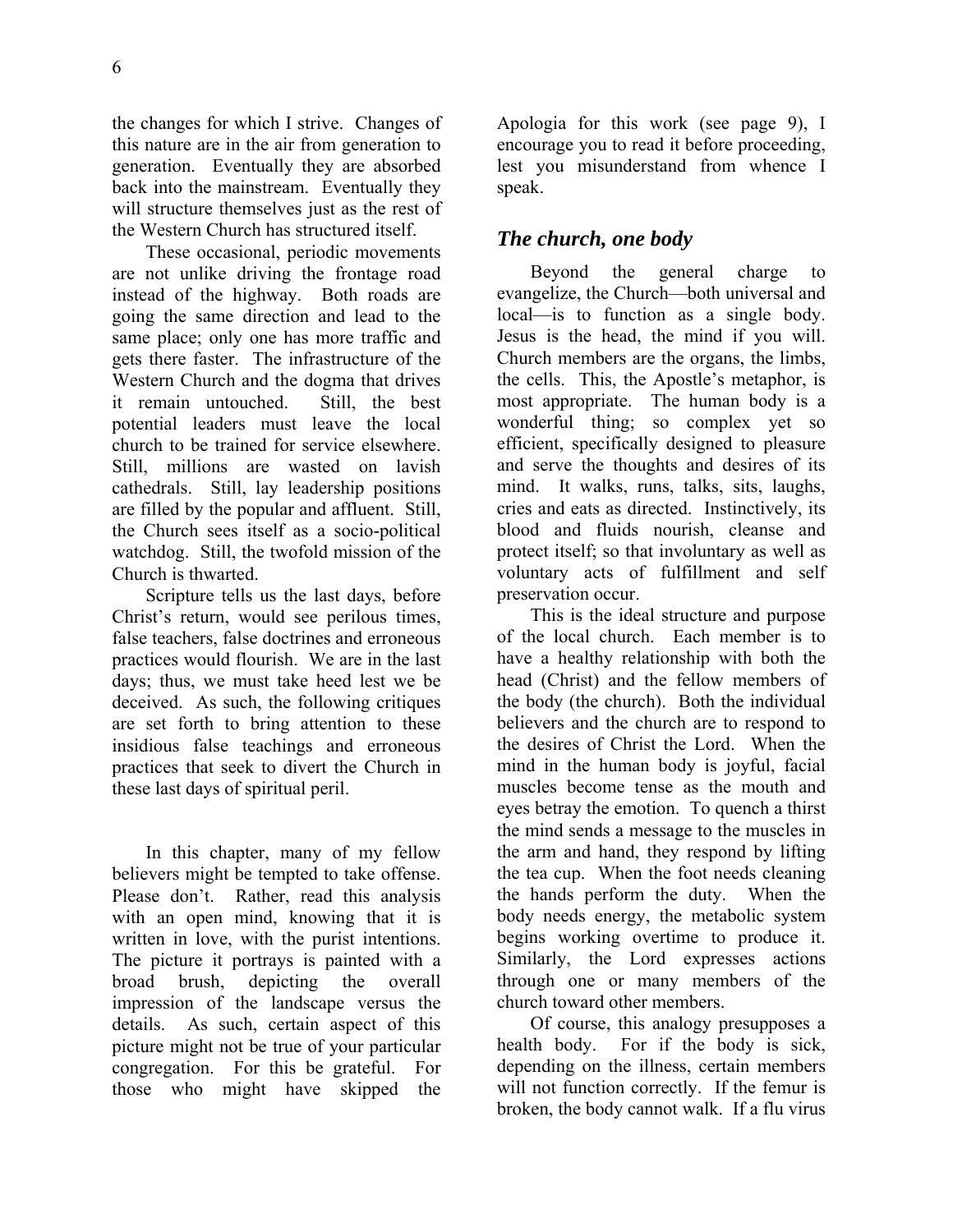the changes for which I strive. Changes of this nature are in the air from generation to generation. Eventually they are absorbed back into the mainstream. Eventually they will structure themselves just as the rest of the Western Church has structured itself.

These occasional, periodic movements are not unlike driving the frontage road instead of the highway. Both roads are going the same direction and lead to the same place; only one has more traffic and gets there faster. The infrastructure of the Western Church and the dogma that drives it remain untouched. Still, the best potential leaders must leave the local church to be trained for service elsewhere. Still, millions are wasted on lavish cathedrals. Still, lay leadership positions are filled by the popular and affluent. Still, the Church sees itself as a socio-political watchdog. Still, the twofold mission of the Church is thwarted.

Scripture tells us the last days, before Christ's return, would see perilous times, false teachers, false doctrines and erroneous practices would flourish. We are in the last days; thus, we must take heed lest we be deceived. As such, the following critiques are set forth to bring attention to these insidious false teachings and erroneous practices that seek to divert the Church in these last days of spiritual peril.

In this chapter, many of my fellow believers might be tempted to take offense. Please don't. Rather, read this analysis with an open mind, knowing that it is written in love, with the purist intentions. The picture it portrays is painted with a broad brush, depicting the overall impression of the landscape versus the details. As such, certain aspect of this picture might not be true of your particular congregation. For this be grateful. For those who might have skipped the Apologia for this work (see page 9), I encourage you to read it before proceeding, lest you misunderstand from whence I speak.

## *The church, one body*

Beyond the general charge to evangelize, the Church—both universal and local—is to function as a single body. Jesus is the head, the mind if you will. Church members are the organs, the limbs, the cells. This, the Apostle's metaphor, is most appropriate. The human body is a wonderful thing; so complex yet so efficient, specifically designed to pleasure and serve the thoughts and desires of its mind. It walks, runs, talks, sits, laughs, cries and eats as directed. Instinctively, its blood and fluids nourish, cleanse and protect itself; so that involuntary as well as voluntary acts of fulfillment and self preservation occur.

This is the ideal structure and purpose of the local church. Each member is to have a healthy relationship with both the head (Christ) and the fellow members of the body (the church). Both the individual believers and the church are to respond to the desires of Christ the Lord. When the mind in the human body is joyful, facial muscles become tense as the mouth and eyes betray the emotion. To quench a thirst the mind sends a message to the muscles in the arm and hand, they respond by lifting the tea cup. When the foot needs cleaning the hands perform the duty. When the body needs energy, the metabolic system begins working overtime to produce it. Similarly, the Lord expresses actions through one or many members of the church toward other members.

Of course, this analogy presupposes a health body. For if the body is sick, depending on the illness, certain members will not function correctly. If the femur is broken, the body cannot walk. If a flu virus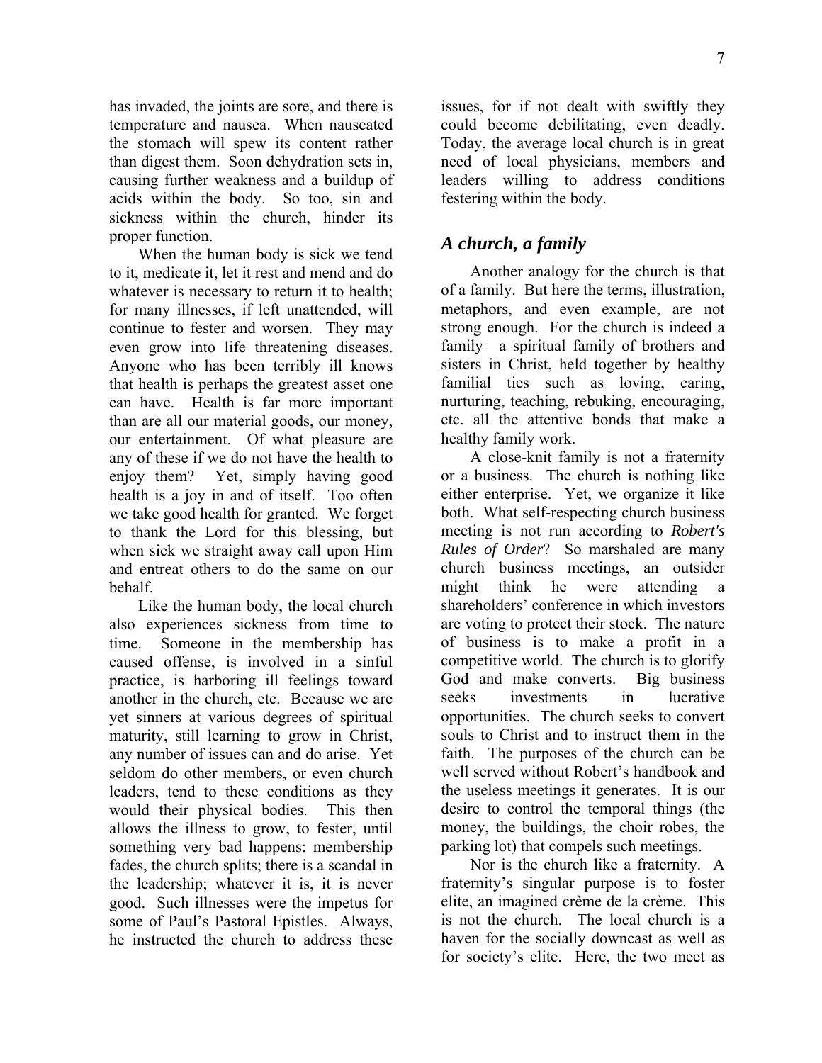has invaded, the joints are sore, and there is temperature and nausea. When nauseated the stomach will spew its content rather than digest them. Soon dehydration sets in, causing further weakness and a buildup of acids within the body. So too, sin and sickness within the church, hinder its proper function.

When the human body is sick we tend to it, medicate it, let it rest and mend and do whatever is necessary to return it to health; for many illnesses, if left unattended, will continue to fester and worsen. They may even grow into life threatening diseases. Anyone who has been terribly ill knows that health is perhaps the greatest asset one can have. Health is far more important than are all our material goods, our money, our entertainment. Of what pleasure are any of these if we do not have the health to enjoy them? Yet, simply having good health is a joy in and of itself. Too often we take good health for granted. We forget to thank the Lord for this blessing, but when sick we straight away call upon Him and entreat others to do the same on our behalf.

Like the human body, the local church also experiences sickness from time to time. Someone in the membership has caused offense, is involved in a sinful practice, is harboring ill feelings toward another in the church, etc. Because we are yet sinners at various degrees of spiritual maturity, still learning to grow in Christ, any number of issues can and do arise. Yet seldom do other members, or even church leaders, tend to these conditions as they would their physical bodies. This then allows the illness to grow, to fester, until something very bad happens: membership fades, the church splits; there is a scandal in the leadership; whatever it is, it is never good. Such illnesses were the impetus for some of Paul's Pastoral Epistles. Always, he instructed the church to address these issues, for if not dealt with swiftly they could become debilitating, even deadly. Today, the average local church is in great need of local physicians, members and leaders willing to address conditions festering within the body.

## *A church, a family*

Another analogy for the church is that of a family. But here the terms, illustration, metaphors, and even example, are not strong enough. For the church is indeed a family—a spiritual family of brothers and sisters in Christ, held together by healthy familial ties such as loving, caring, nurturing, teaching, rebuking, encouraging, etc. all the attentive bonds that make a healthy family work.

A close-knit family is not a fraternity or a business. The church is nothing like either enterprise. Yet, we organize it like both. What self-respecting church business meeting is not run according to *Robert's Rules of Order*? So marshaled are many church business meetings, an outsider might think he were attending a shareholders' conference in which investors are voting to protect their stock. The nature of business is to make a profit in a competitive world. The church is to glorify God and make converts. Big business seeks investments in lucrative opportunities. The church seeks to convert souls to Christ and to instruct them in the faith. The purposes of the church can be well served without Robert's handbook and the useless meetings it generates. It is our desire to control the temporal things (the money, the buildings, the choir robes, the parking lot) that compels such meetings.

Nor is the church like a fraternity. A fraternity's singular purpose is to foster elite, an imagined crème de la crème. This is not the church. The local church is a haven for the socially downcast as well as for society's elite. Here, the two meet as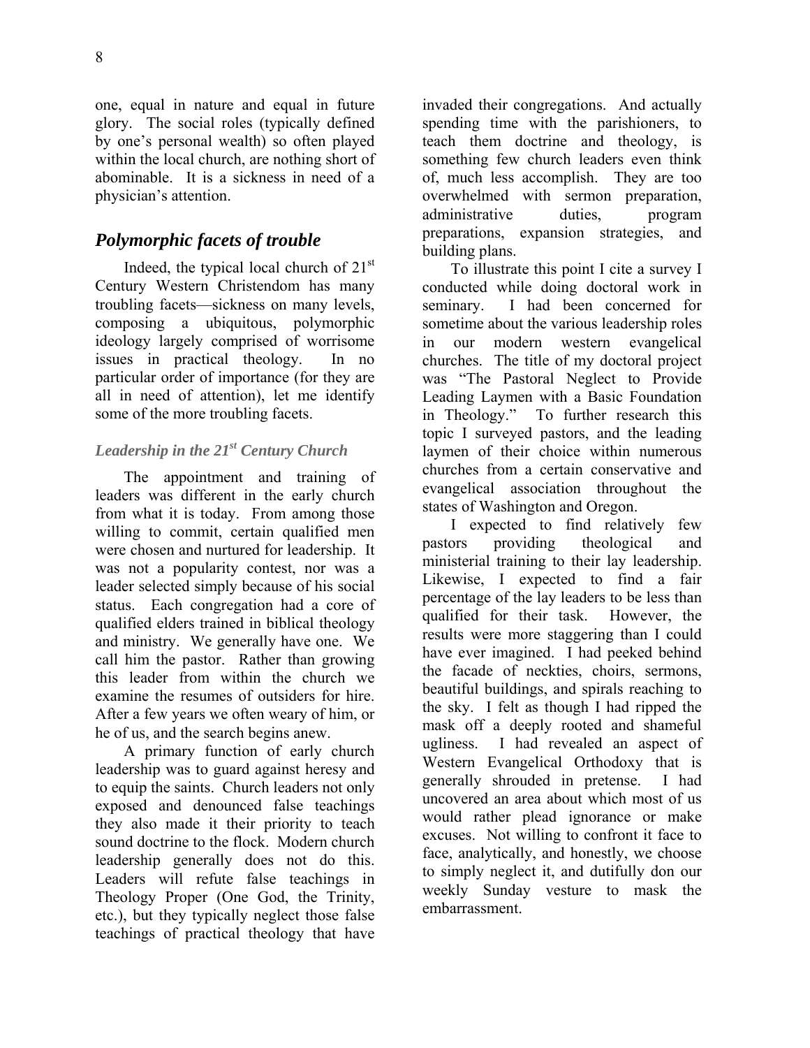one, equal in nature and equal in future glory. The social roles (typically defined by one's personal wealth) so often played within the local church, are nothing short of abominable. It is a sickness in need of a physician's attention.

## *Polymorphic facets of trouble*

Indeed, the typical local church of 21st Century Western Christendom has many troubling facets—sickness on many levels, composing a ubiquitous, polymorphic ideology largely comprised of worrisome issues in practical theology. In no particular order of importance (for they are all in need of attention), let me identify some of the more troubling facets.

### *Leadership in the 21st Century Church*

The appointment and training of leaders was different in the early church from what it is today. From among those willing to commit, certain qualified men were chosen and nurtured for leadership. It was not a popularity contest, nor was a leader selected simply because of his social status. Each congregation had a core of qualified elders trained in biblical theology and ministry. We generally have one. We call him the pastor. Rather than growing this leader from within the church we examine the resumes of outsiders for hire. After a few years we often weary of him, or he of us, and the search begins anew.

A primary function of early church leadership was to guard against heresy and to equip the saints. Church leaders not only exposed and denounced false teachings they also made it their priority to teach sound doctrine to the flock. Modern church leadership generally does not do this. Leaders will refute false teachings in Theology Proper (One God, the Trinity, etc.), but they typically neglect those false teachings of practical theology that have invaded their congregations. And actually spending time with the parishioners, to teach them doctrine and theology, is something few church leaders even think of, much less accomplish. They are too overwhelmed with sermon preparation, administrative duties, program preparations, expansion strategies, and building plans.

To illustrate this point I cite a survey I conducted while doing doctoral work in seminary. I had been concerned for sometime about the various leadership roles in our modern western evangelical churches. The title of my doctoral project was "The Pastoral Neglect to Provide Leading Laymen with a Basic Foundation in Theology." To further research this topic I surveyed pastors, and the leading laymen of their choice within numerous churches from a certain conservative and evangelical association throughout the states of Washington and Oregon.

I expected to find relatively few pastors providing theological and ministerial training to their lay leadership. Likewise, I expected to find a fair percentage of the lay leaders to be less than qualified for their task. However, the results were more staggering than I could have ever imagined. I had peeked behind the facade of neckties, choirs, sermons, beautiful buildings, and spirals reaching to the sky. I felt as though I had ripped the mask off a deeply rooted and shameful ugliness. I had revealed an aspect of Western Evangelical Orthodoxy that is generally shrouded in pretense. I had uncovered an area about which most of us would rather plead ignorance or make excuses. Not willing to confront it face to face, analytically, and honestly, we choose to simply neglect it, and dutifully don our weekly Sunday vesture to mask the embarrassment.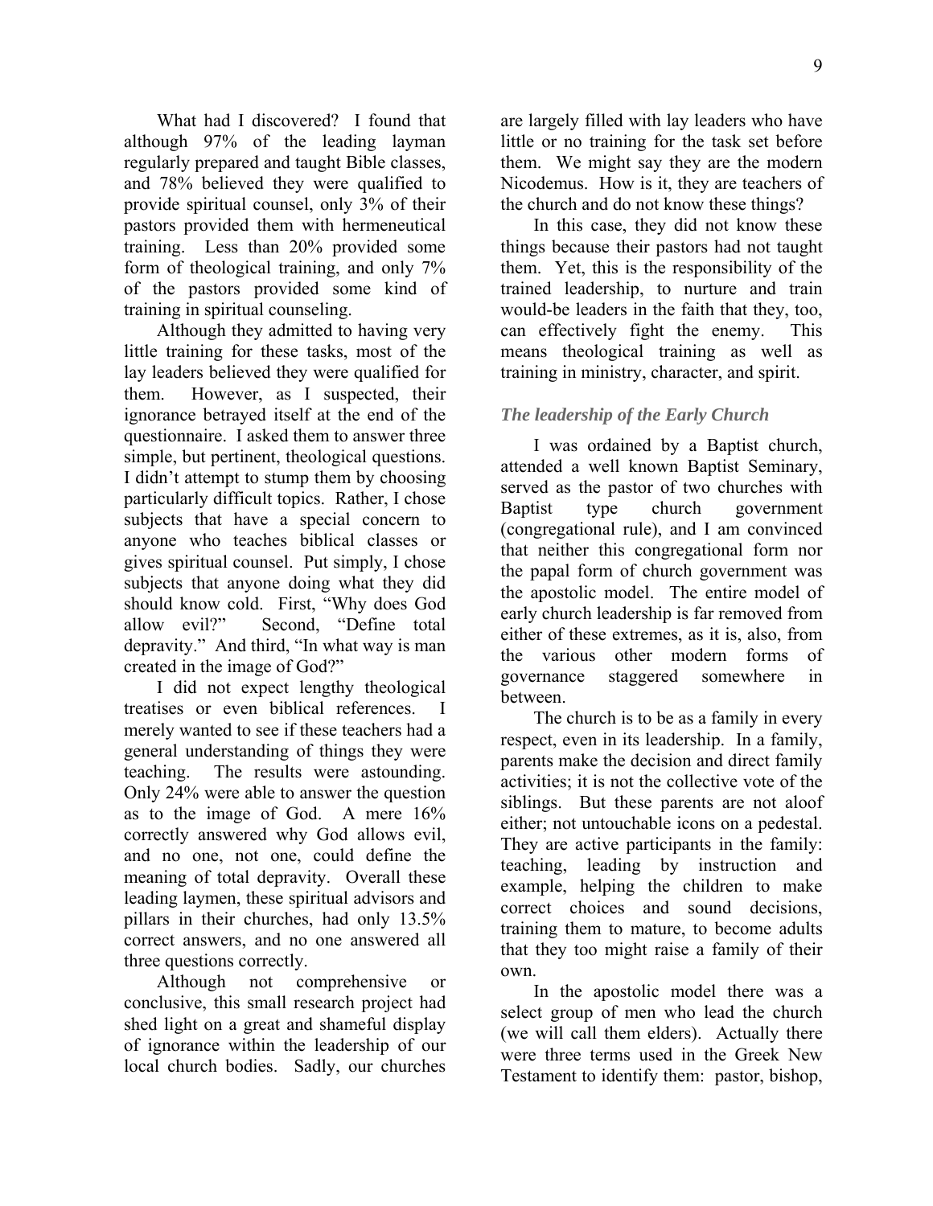What had I discovered? I found that although 97% of the leading layman regularly prepared and taught Bible classes, and 78% believed they were qualified to provide spiritual counsel, only 3% of their pastors provided them with hermeneutical training. Less than 20% provided some form of theological training, and only 7% of the pastors provided some kind of training in spiritual counseling.

Although they admitted to having very little training for these tasks, most of the lay leaders believed they were qualified for them. However, as I suspected, their ignorance betrayed itself at the end of the questionnaire. I asked them to answer three simple, but pertinent, theological questions. I didn't attempt to stump them by choosing particularly difficult topics. Rather, I chose subjects that have a special concern to anyone who teaches biblical classes or gives spiritual counsel. Put simply, I chose subjects that anyone doing what they did should know cold. First, "Why does God allow evil?" Second, "Define total depravity." And third, "In what way is man created in the image of God?"

I did not expect lengthy theological treatises or even biblical references. I merely wanted to see if these teachers had a general understanding of things they were teaching. The results were astounding. Only 24% were able to answer the question as to the image of God. A mere 16% correctly answered why God allows evil, and no one, not one, could define the meaning of total depravity. Overall these leading laymen, these spiritual advisors and pillars in their churches, had only 13.5% correct answers, and no one answered all three questions correctly.

Although not comprehensive or conclusive, this small research project had shed light on a great and shameful display of ignorance within the leadership of our local church bodies. Sadly, our churches are largely filled with lay leaders who have little or no training for the task set before them. We might say they are the modern Nicodemus. How is it, they are teachers of the church and do not know these things?

In this case, they did not know these things because their pastors had not taught them. Yet, this is the responsibility of the trained leadership, to nurture and train would-be leaders in the faith that they, too, can effectively fight the enemy. This means theological training as well as training in ministry, character, and spirit.

### *The leadership of the Early Church*

I was ordained by a Baptist church, attended a well known Baptist Seminary, served as the pastor of two churches with Baptist type church government (congregational rule), and I am convinced that neither this congregational form nor the papal form of church government was the apostolic model. The entire model of early church leadership is far removed from either of these extremes, as it is, also, from the various other modern forms of governance staggered somewhere in between.

The church is to be as a family in every respect, even in its leadership. In a family, parents make the decision and direct family activities; it is not the collective vote of the siblings. But these parents are not aloof either; not untouchable icons on a pedestal. They are active participants in the family: teaching, leading by instruction and example, helping the children to make correct choices and sound decisions, training them to mature, to become adults that they too might raise a family of their own.

In the apostolic model there was a select group of men who lead the church (we will call them elders). Actually there were three terms used in the Greek New Testament to identify them: pastor, bishop,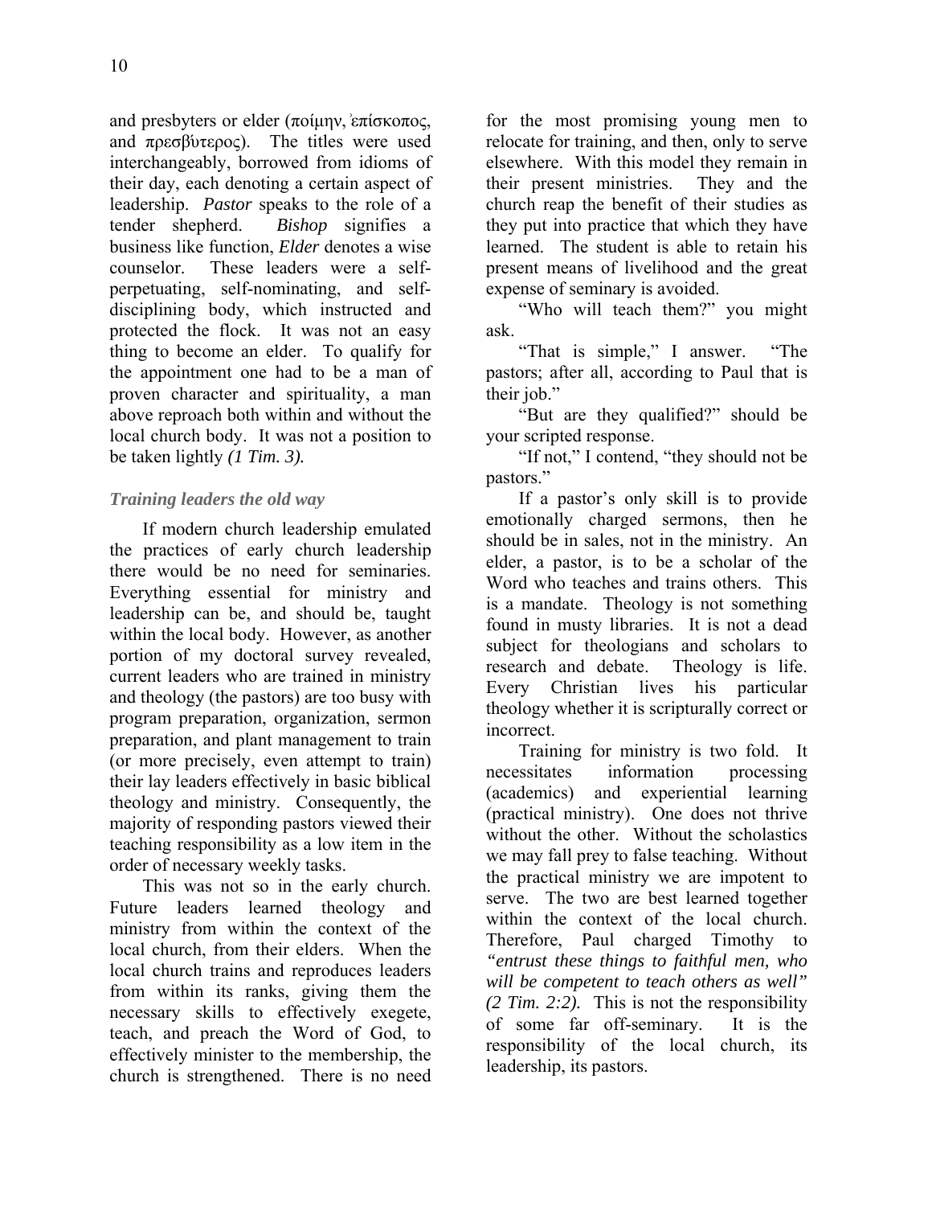and presbyters or elder (ποίμην, ἐπίσκοπος, and πρεσβύτερος). The titles were used interchangeably, borrowed from idioms of their day, each denoting a certain aspect of leadership. *Pastor* speaks to the role of a tender shepherd. *Bishop* signifies a business like function, *Elder* denotes a wise counselor. These leaders were a self-perpetuating, self-nominating, and self-disciplining body, which instructed and protected the flock. It was not an easy thing to become an elder. To qualify for the appointment one had to be a man of proven character and spirituality, a man above reproach both within and without the local church body. It was not a position to be taken lightly *(1 Tim. 3).*

### *Training leaders the old way*

If modern church leadership emulated the practices of early church leadership there would be no need for seminaries. Everything essential for ministry and leadership can be, and should be, taught within the local body. However, as another portion of my doctoral survey revealed, current leaders who are trained in ministry and theology (the pastors) are too busy with program preparation, organization, sermon preparation, and plant management to train (or more precisely, even attempt to train) their lay leaders effectively in basic biblical theology and ministry. Consequently, the majority of responding pastors viewed their teaching responsibility as a low item in the order of necessary weekly tasks.

This was not so in the early church. Future leaders learned theology and ministry from within the context of the local church, from their elders. When the local church trains and reproduces leaders from within its ranks, giving them the necessary skills to effectively exegete, teach, and preach the Word of God, to effectively minister to the membership, the church is strengthened. There is no need for the most promising young men to relocate for training, and then, only to serve elsewhere. With this model they remain in their present ministries. They and the church reap the benefit of their studies as they put into practice that which they have learned. The student is able to retain his present means of livelihood and the great expense of seminary is avoided.

"Who will teach them?" you might ask.

"That is simple," I answer. "The pastors; after all, according to Paul that is their job."

"But are they qualified?" should be your scripted response.

"If not," I contend, "they should not be pastors."

If a pastor's only skill is to provide emotionally charged sermons, then he should be in sales, not in the ministry. An elder, a pastor, is to be a scholar of the Word who teaches and trains others. This is a mandate. Theology is not something found in musty libraries. It is not a dead subject for theologians and scholars to research and debate. Theology is life. Every Christian lives his particular theology whether it is scripturally correct or incorrect.

Training for ministry is two fold. It necessitates information processing (academics) and experiential learning (practical ministry). One does not thrive without the other. Without the scholastics we may fall prey to false teaching. Without the practical ministry we are impotent to serve. The two are best learned together within the context of the local church. Therefore, Paul charged Timothy to *"entrust these things to faithful men, who will be competent to teach others as well" (2 Tim. 2:2).* This is not the responsibility of some far off-seminary. It is the responsibility of the local church, its leadership, its pastors.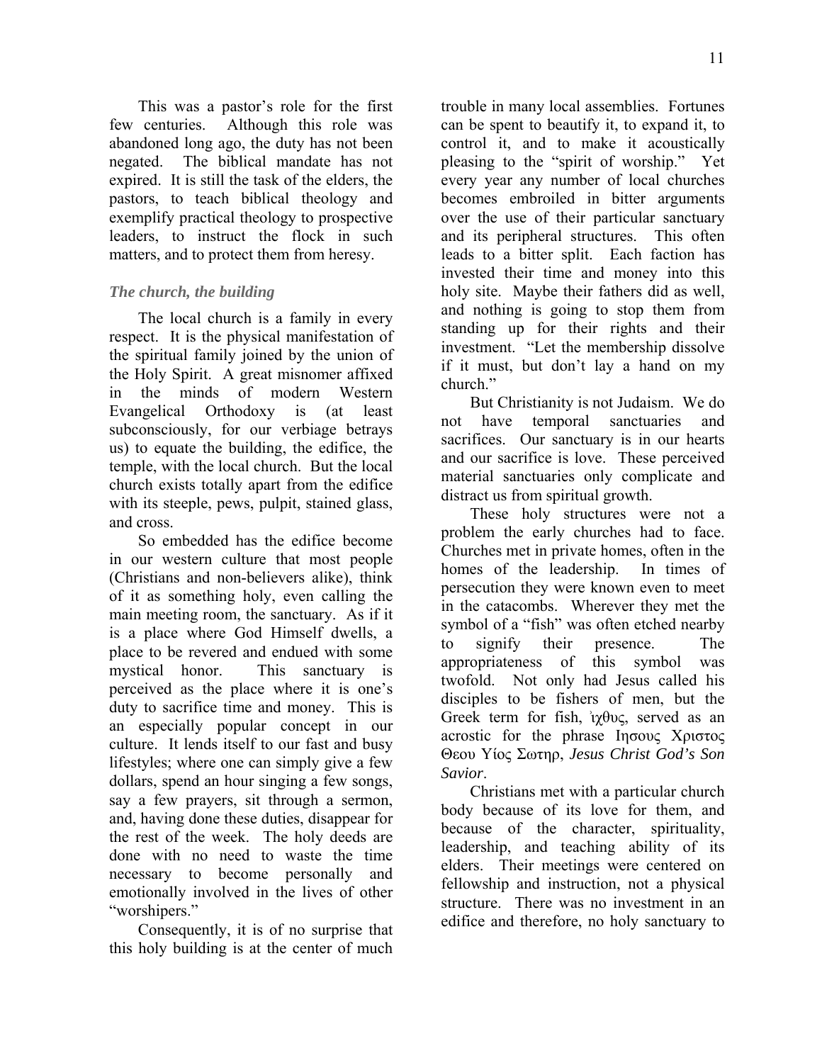This was a pastor's role for the first few centuries. Although this role was abandoned long ago, the duty has not been negated. The biblical mandate has not expired. It is still the task of the elders, the pastors, to teach biblical theology and exemplify practical theology to prospective leaders, to instruct the flock in such matters, and to protect them from heresy.

### *The church, the building*

The local church is a family in every respect. It is the physical manifestation of the spiritual family joined by the union of the Holy Spirit. A great misnomer affixed in the minds of modern Western Evangelical Orthodoxy is (at least subconsciously, for our verbiage betrays us) to equate the building, the edifice, the temple, with the local church. But the local church exists totally apart from the edifice with its steeple, pews, pulpit, stained glass, and cross.

So embedded has the edifice become in our western culture that most people (Christians and non-believers alike), think of it as something holy, even calling the main meeting room, the sanctuary. As if it is a place where God Himself dwells, a place to be revered and endued with some mystical honor. This sanctuary is perceived as the place where it is one's duty to sacrifice time and money. This is an especially popular concept in our culture. It lends itself to our fast and busy lifestyles; where one can simply give a few dollars, spend an hour singing a few songs, say a few prayers, sit through a sermon, and, having done these duties, disappear for the rest of the week. The holy deeds are done with no need to waste the time necessary to become personally and emotionally involved in the lives of other "worshipers."

Consequently, it is of no surprise that this holy building is at the center of much trouble in many local assemblies. Fortunes can be spent to beautify it, to expand it, to control it, and to make it acoustically pleasing to the "spirit of worship." Yet every year any number of local churches becomes embroiled in bitter arguments over the use of their particular sanctuary and its peripheral structures. This often leads to a bitter split. Each faction has invested their time and money into this holy site. Maybe their fathers did as well, and nothing is going to stop them from standing up for their rights and their investment. "Let the membership dissolve if it must, but don't lay a hand on my church."

But Christianity is not Judaism. We do not have temporal sanctuaries and sacrifices. Our sanctuary is in our hearts and our sacrifice is love. These perceived material sanctuaries only complicate and distract us from spiritual growth.

These holy structures were not a problem the early churches had to face. Churches met in private homes, often in the homes of the leadership. In times of persecution they were known even to meet in the catacombs. Wherever they met the symbol of a "fish" was often etched nearby to signify their presence. The appropriateness of this symbol was twofold. Not only had Jesus called his disciples to be fishers of men, but the Greek term for fish, ἰχθυς, served as an acrostic for the phrase Ιησους Χριστος Θεου Υίος Σωτηρ, *Jesus Christ God's Son Savior*.

Christians met with a particular church body because of its love for them, and because of the character, spirituality, leadership, and teaching ability of its elders. Their meetings were centered on fellowship and instruction, not a physical structure. There was no investment in an edifice and therefore, no holy sanctuary to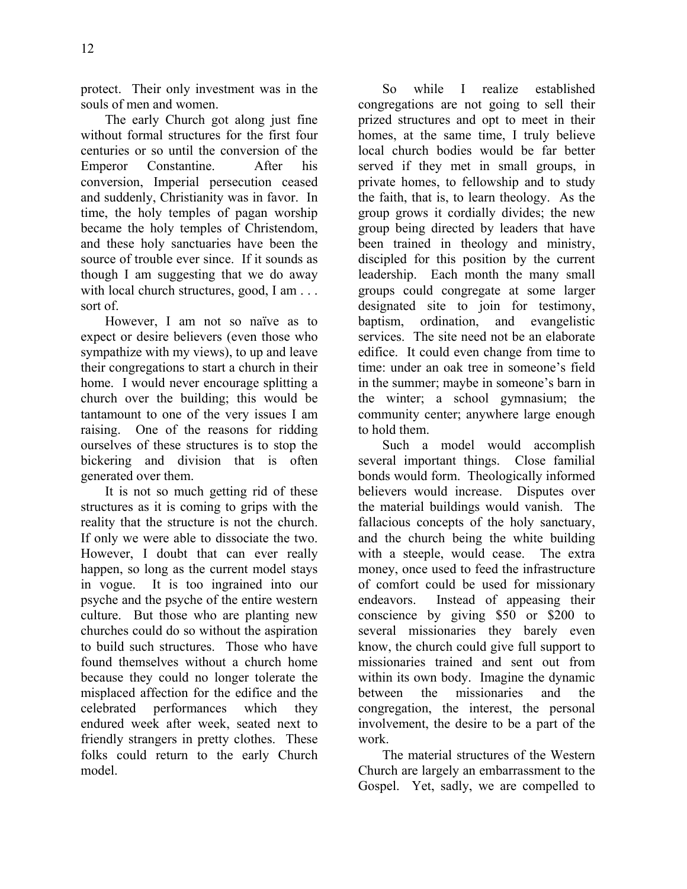protect. Their only investment was in the souls of men and women.

The early Church got along just fine without formal structures for the first four centuries or so until the conversion of the Emperor Constantine. After his conversion, Imperial persecution ceased and suddenly, Christianity was in favor. In time, the holy temples of pagan worship became the holy temples of Christendom, and these holy sanctuaries have been the source of trouble ever since. If it sounds as though I am suggesting that we do away with local church structures, good, I am . . . sort of.

However, I am not so naïve as to expect or desire believers (even those who sympathize with my views), to up and leave their congregations to start a church in their home. I would never encourage splitting a church over the building; this would be tantamount to one of the very issues I am raising. One of the reasons for ridding ourselves of these structures is to stop the bickering and division that is often generated over them.

It is not so much getting rid of these structures as it is coming to grips with the reality that the structure is not the church. If only we were able to dissociate the two. However, I doubt that can ever really happen, so long as the current model stays in vogue. It is too ingrained into our psyche and the psyche of the entire western culture. But those who are planting new churches could do so without the aspiration to build such structures. Those who have found themselves without a church home because they could no longer tolerate the misplaced affection for the edifice and the celebrated performances which they endured week after week, seated next to friendly strangers in pretty clothes. These folks could return to the early Church model.

So while I realize established congregations are not going to sell their prized structures and opt to meet in their homes, at the same time, I truly believe local church bodies would be far better served if they met in small groups, in private homes, to fellowship and to study the faith, that is, to learn theology. As the group grows it cordially divides; the new group being directed by leaders that have been trained in theology and ministry, discipled for this position by the current leadership. Each month the many small groups could congregate at some larger designated site to join for testimony, baptism, ordination, and evangelistic services. The site need not be an elaborate edifice. It could even change from time to time: under an oak tree in someone's field in the summer; maybe in someone's barn in the winter; a school gymnasium; the community center; anywhere large enough to hold them.

Such a model would accomplish several important things. Close familial bonds would form. Theologically informed believers would increase. Disputes over the material buildings would vanish. The fallacious concepts of the holy sanctuary, and the church being the white building with a steeple, would cease. The extra money, once used to feed the infrastructure of comfort could be used for missionary endeavors. Instead of appeasing their conscience by giving $50 or $200 to several missionaries they barely even know, the church could give full support to missionaries trained and sent out from within its own body. Imagine the dynamic between the missionaries and the congregation, the interest, the personal involvement, the desire to be a part of the work.

The material structures of the Western Church are largely an embarrassment to the Gospel. Yet, sadly, we are compelled to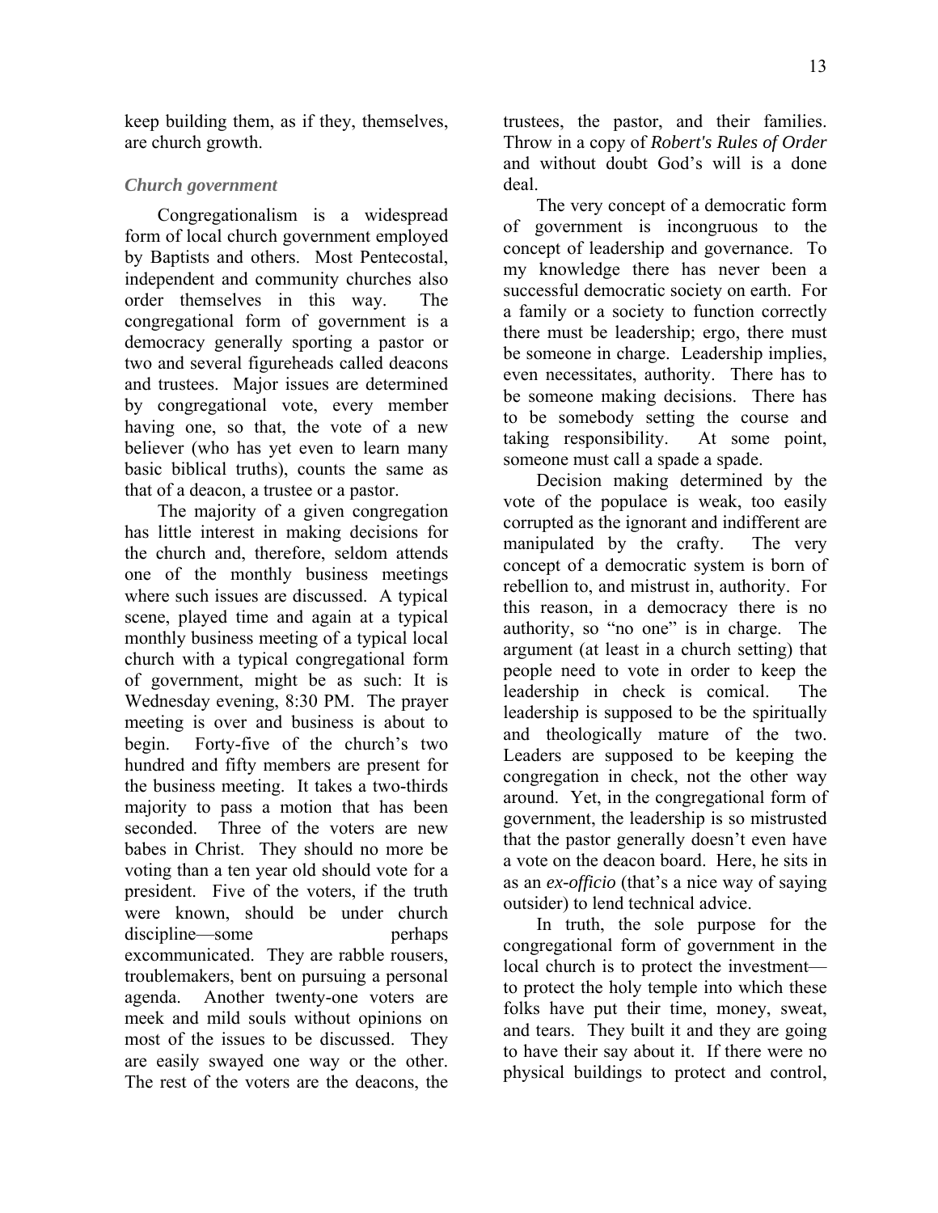keep building them, as if they, themselves, are church growth.

### *Church government*

Congregationalism is a widespread form of local church government employed by Baptists and others. Most Pentecostal, independent and community churches also order themselves in this way. The congregational form of government is a democracy generally sporting a pastor or two and several figureheads called deacons and trustees. Major issues are determined by congregational vote, every member having one, so that, the vote of a new believer (who has yet even to learn many basic biblical truths), counts the same as that of a deacon, a trustee or a pastor.

The majority of a given congregation has little interest in making decisions for the church and, therefore, seldom attends one of the monthly business meetings where such issues are discussed. A typical scene, played time and again at a typical monthly business meeting of a typical local church with a typical congregational form of government, might be as such: It is Wednesday evening, 8:30 PM. The prayer meeting is over and business is about to begin. Forty-five of the church's two hundred and fifty members are present for the business meeting. It takes a two-thirds majority to pass a motion that has been seconded. Three of the voters are new babes in Christ. They should no more be voting than a ten year old should vote for a president. Five of the voters, if the truth were known, should be under church discipline—some perhaps excommunicated. They are rabble rousers, troublemakers, bent on pursuing a personal agenda. Another twenty-one voters are meek and mild souls without opinions on most of the issues to be discussed. They are easily swayed one way or the other. The rest of the voters are the deacons, the trustees, the pastor, and their families. Throw in a copy of ***Robert's Rules of Order*** and without doubt God's will is a done deal.

The very concept of a democratic form of government is incongruous to the concept of leadership and governance. To my knowledge there has never been a successful democratic society on earth. For a family or a society to function correctly there must be leadership; ergo, there must be someone in charge. Leadership implies, even necessitates, authority. There has to be someone making decisions. There has to be somebody setting the course and taking responsibility. At some point, someone must call a spade a spade.

Decision making determined by the vote of the populace is weak, too easily corrupted as the ignorant and indifferent are manipulated by the crafty. The very concept of a democratic system is born of rebellion to, and mistrust in, authority. For this reason, in a democracy there is no authority, so "no one" is in charge. The argument (at least in a church setting) that people need to vote in order to keep the leadership in check is comical. The leadership is supposed to be the spiritually and theologically mature of the two. Leaders are supposed to be keeping the congregation in check, not the other way around. Yet, in the congregational form of government, the leadership is so mistrusted that the pastor generally doesn't even have a vote on the deacon board. Here, he sits in as an *ex-officio* (that's a nice way of saying outsider) to lend technical advice.

In truth, the sole purpose for the congregational form of government in the local church is to protect the investment—to protect the holy temple into which these folks have put their time, money, sweat, and tears. They built it and they are going to have their say about it. If there were no physical buildings to protect and control,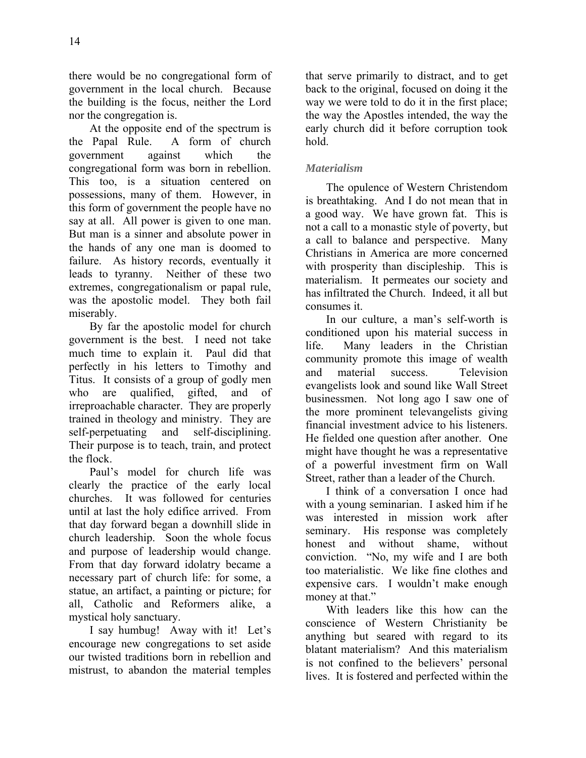there would be no congregational form of government in the local church. Because the building is the focus, neither the Lord nor the congregation is.

At the opposite end of the spectrum is the Papal Rule. A form of church government against which the congregational form was born in rebellion. This too, is a situation centered on possessions, many of them. However, in this form of government the people have no say at all. All power is given to one man. But man is a sinner and absolute power in the hands of any one man is doomed to failure. As history records, eventually it leads to tyranny. Neither of these two extremes, congregationalism or papal rule, was the apostolic model. They both fail miserably.

By far the apostolic model for church government is the best. I need not take much time to explain it. Paul did that perfectly in his letters to Timothy and Titus. It consists of a group of godly men who are qualified, gifted, and of irreproachable character. They are properly trained in theology and ministry. They are self-perpetuating and self-disciplining. Their purpose is to teach, train, and protect the flock.

Paul's model for church life was clearly the practice of the early local churches. It was followed for centuries until at last the holy edifice arrived. From that day forward began a downhill slide in church leadership. Soon the whole focus and purpose of leadership would change. From that day forward idolatry became a necessary part of church life: for some, a statue, an artifact, a painting or picture; for all, Catholic and Reformers alike, a mystical holy sanctuary.

I say humbug! Away with it! Let's encourage new congregations to set aside our twisted traditions born in rebellion and mistrust, to abandon the material temples that serve primarily to distract, and to get back to the original, focused on doing it the way we were told to do it in the first place; the way the Apostles intended, the way the early church did it before corruption took hold.

### *Materialism*

The opulence of Western Christendom is breathtaking. And I do not mean that in a good way. We have grown fat. This is not a call to a monastic style of poverty, but a call to balance and perspective. Many Christians in America are more concerned with prosperity than discipleship. This is materialism. It permeates our society and has infiltrated the Church. Indeed, it all but consumes it.

In our culture, a man's self-worth is conditioned upon his material success in life. Many leaders in the Christian community promote this image of wealth and material success. Television evangelists look and sound like Wall Street businessmen. Not long ago I saw one of the more prominent televangelists giving financial investment advice to his listeners. He fielded one question after another. One might have thought he was a representative of a powerful investment firm on Wall Street, rather than a leader of the Church.

I think of a conversation I once had with a young seminarian. I asked him if he was interested in mission work after seminary. His response was completely honest and without shame, without conviction. "No, my wife and I are both too materialistic. We like fine clothes and expensive cars. I wouldn't make enough money at that."

With leaders like this how can the conscience of Western Christianity be anything but seared with regard to its blatant materialism? And this materialism is not confined to the believers' personal lives. It is fostered and perfected within the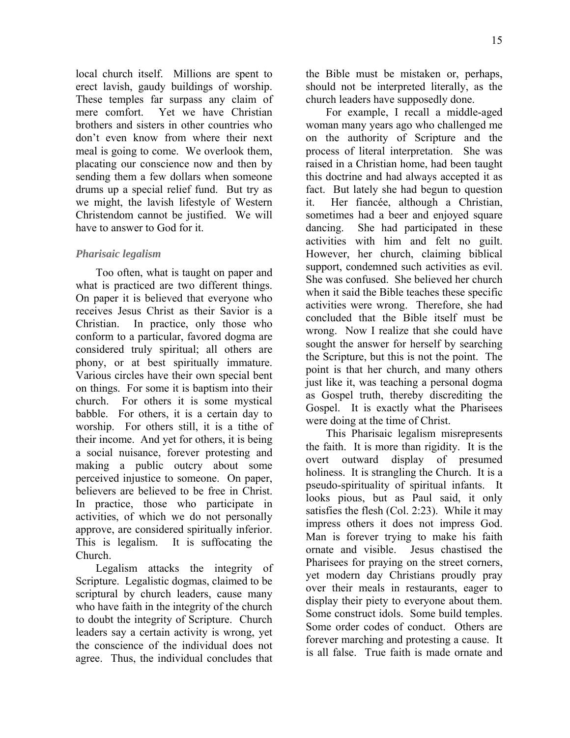local church itself. Millions are spent to erect lavish, gaudy buildings of worship. These temples far surpass any claim of mere comfort. Yet we have Christian brothers and sisters in other countries who don't even know from where their next meal is going to come. We overlook them, placating our conscience now and then by sending them a few dollars when someone drums up a special relief fund. But try as we might, the lavish lifestyle of Western Christendom cannot be justified. We will have to answer to God for it.

### *Pharisaic legalism*

Too often, what is taught on paper and what is practiced are two different things. On paper it is believed that everyone who receives Jesus Christ as their Savior is a Christian. In practice, only those who conform to a particular, favored dogma are considered truly spiritual; all others are phony, or at best spiritually immature. Various circles have their own special bent on things. For some it is baptism into their church. For others it is some mystical babble. For others, it is a certain day to worship. For others still, it is a tithe of their income. And yet for others, it is being a social nuisance, forever protesting and making a public outcry about some perceived injustice to someone. On paper, believers are believed to be free in Christ. In practice, those who participate in activities, of which we do not personally approve, are considered spiritually inferior. This is legalism. It is suffocating the Church.

Legalism attacks the integrity of Scripture. Legalistic dogmas, claimed to be scriptural by church leaders, cause many who have faith in the integrity of the church to doubt the integrity of Scripture. Church leaders say a certain activity is wrong, yet the conscience of the individual does not agree. Thus, the individual concludes that the Bible must be mistaken or, perhaps, should not be interpreted literally, as the church leaders have supposedly done.

For example, I recall a middle-aged woman many years ago who challenged me on the authority of Scripture and the process of literal interpretation. She was raised in a Christian home, had been taught this doctrine and had always accepted it as fact. But lately she had begun to question it. Her fiancée, although a Christian, sometimes had a beer and enjoyed square dancing. She had participated in these activities with him and felt no guilt. However, her church, claiming biblical support, condemned such activities as evil. She was confused. She believed her church when it said the Bible teaches these specific activities were wrong. Therefore, she had concluded that the Bible itself must be wrong. Now I realize that she could have sought the answer for herself by searching the Scripture, but this is not the point. The point is that her church, and many others just like it, was teaching a personal dogma as Gospel truth, thereby discrediting the Gospel. It is exactly what the Pharisees were doing at the time of Christ.

This Pharisaic legalism misrepresents the faith. It is more than rigidity. It is the overt outward display of presumed holiness. It is strangling the Church. It is a pseudo-spirituality of spiritual infants. It looks pious, but as Paul said, it only satisfies the flesh (Col. 2:23). While it may impress others it does not impress God. Man is forever trying to make his faith ornate and visible. Jesus chastised the Pharisees for praying on the street corners, yet modern day Christians proudly pray over their meals in restaurants, eager to display their piety to everyone about them. Some construct idols. Some build temples. Some order codes of conduct. Others are forever marching and protesting a cause. It is all false. True faith is made ornate and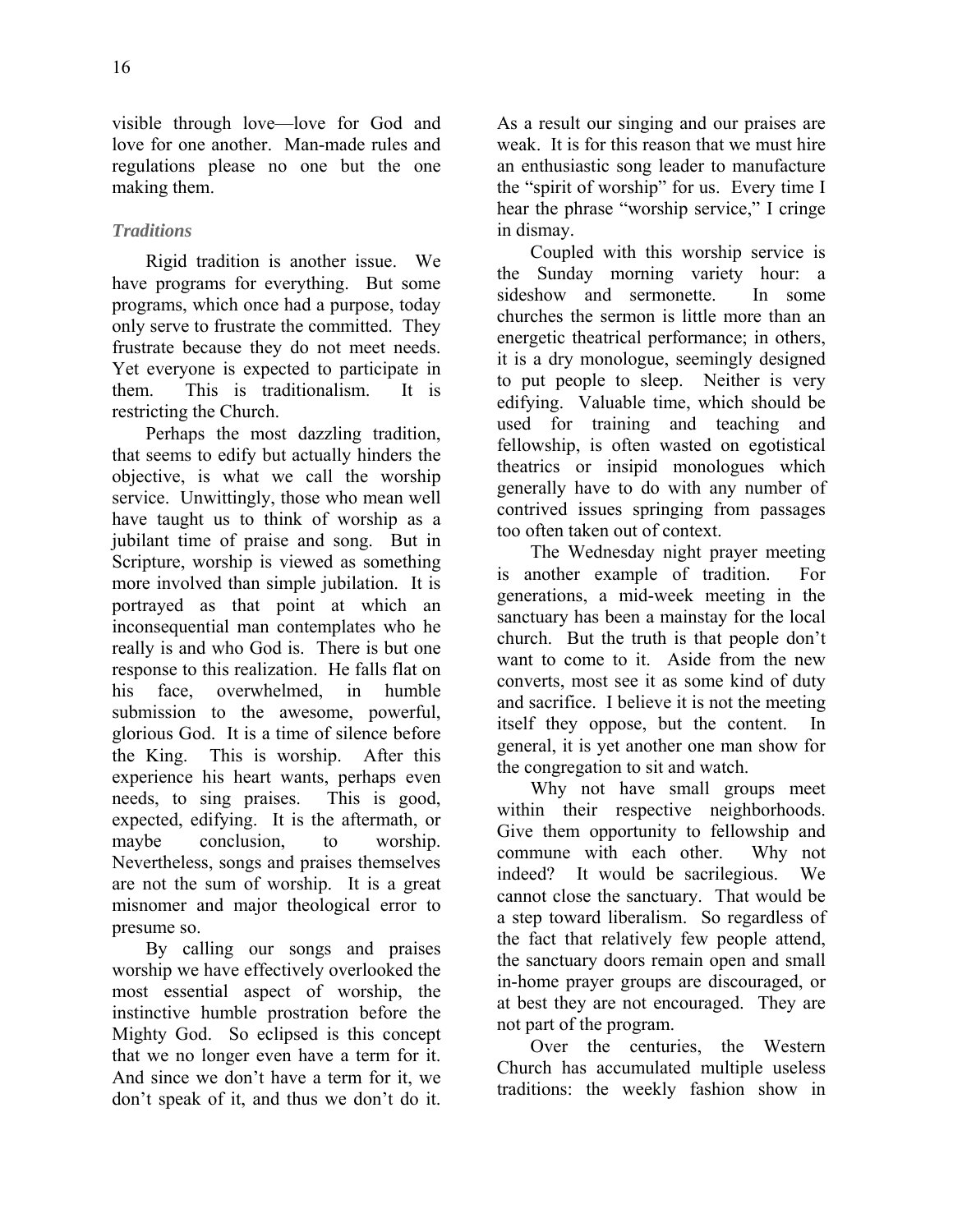visible through love—love for God and love for one another. Man-made rules and regulations please no one but the one making them.

### *Traditions*

Rigid tradition is another issue. We have programs for everything. But some programs, which once had a purpose, today only serve to frustrate the committed. They frustrate because they do not meet needs. Yet everyone is expected to participate in them. This is traditionalism. It is restricting the Church.

Perhaps the most dazzling tradition, that seems to edify but actually hinders the objective, is what we call the worship service. Unwittingly, those who mean well have taught us to think of worship as a jubilant time of praise and song. But in Scripture, worship is viewed as something more involved than simple jubilation. It is portrayed as that point at which an inconsequential man contemplates who he really is and who God is. There is but one response to this realization. He falls flat on his face, overwhelmed, in humble submission to the awesome, powerful, glorious God. It is a time of silence before the King. This is worship. After this experience his heart wants, perhaps even needs, to sing praises. This is good, expected, edifying. It is the aftermath, or maybe conclusion, to worship. Nevertheless, songs and praises themselves are not the sum of worship. It is a great misnomer and major theological error to presume so.

By calling our songs and praises worship we have effectively overlooked the most essential aspect of worship, the instinctive humble prostration before the Mighty God. So eclipsed is this concept that we no longer even have a term for it. And since we don't have a term for it, we don't speak of it, and thus we don't do it. As a result our singing and our praises are weak. It is for this reason that we must hire an enthusiastic song leader to manufacture the "spirit of worship" for us. Every time I hear the phrase "worship service," I cringe in dismay.

Coupled with this worship service is the Sunday morning variety hour: a sideshow and sermonette. In some churches the sermon is little more than an energetic theatrical performance; in others, it is a dry monologue, seemingly designed to put people to sleep. Neither is very edifying. Valuable time, which should be used for training and teaching and fellowship, is often wasted on egotistical theatrics or insipid monologues which generally have to do with any number of contrived issues springing from passages too often taken out of context.

The Wednesday night prayer meeting is another example of tradition. For generations, a mid-week meeting in the sanctuary has been a mainstay for the local church. But the truth is that people don't want to come to it. Aside from the new converts, most see it as some kind of duty and sacrifice. I believe it is not the meeting itself they oppose, but the content. In general, it is yet another one man show for the congregation to sit and watch.

Why not have small groups meet within their respective neighborhoods. Give them opportunity to fellowship and commune with each other. Why not indeed? It would be sacrilegious. We cannot close the sanctuary. That would be a step toward liberalism. So regardless of the fact that relatively few people attend, the sanctuary doors remain open and small in-home prayer groups are discouraged, or at best they are not encouraged. They are not part of the program.

Over the centuries, the Western Church has accumulated multiple useless traditions: the weekly fashion show in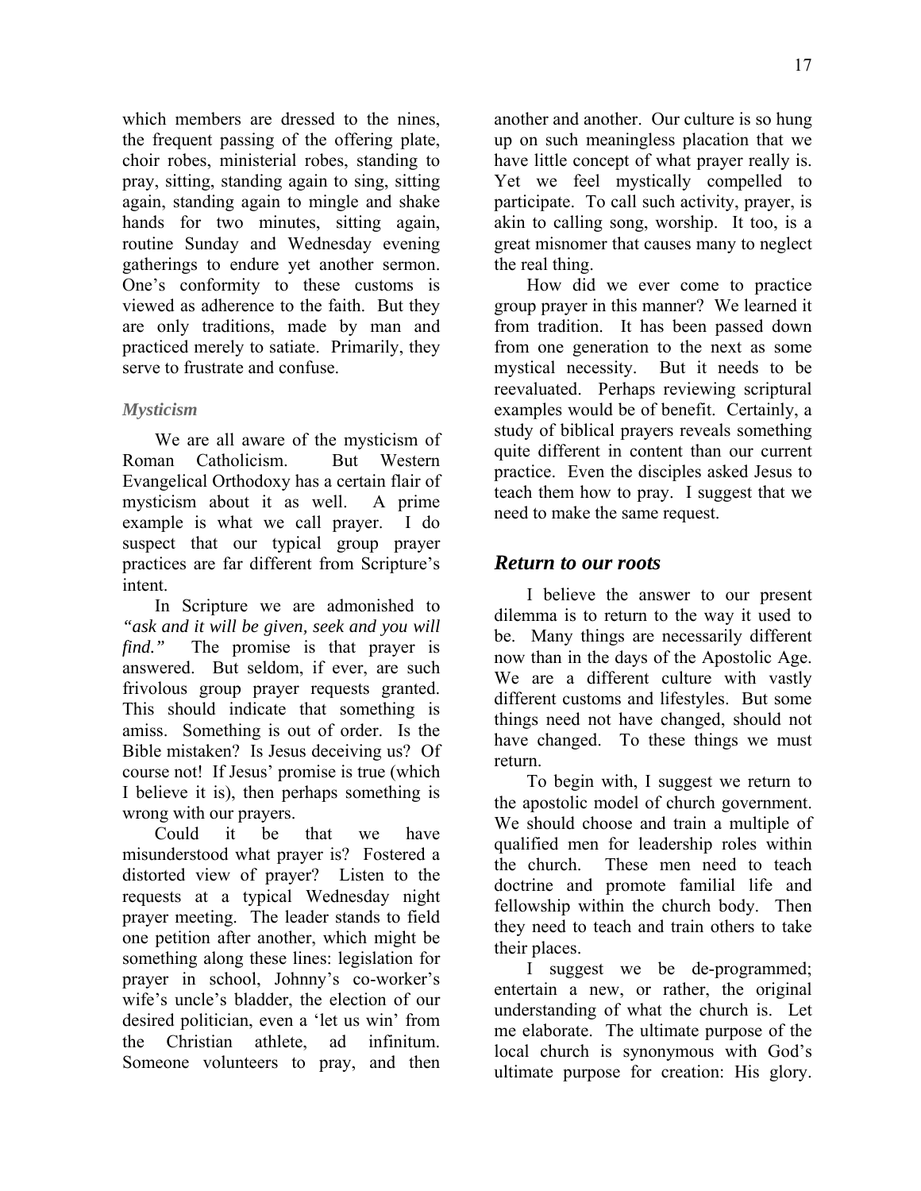which members are dressed to the nines, the frequent passing of the offering plate, choir robes, ministerial robes, standing to pray, sitting, standing again to sing, sitting again, standing again to mingle and shake hands for two minutes, sitting again, routine Sunday and Wednesday evening gatherings to endure yet another sermon. One's conformity to these customs is viewed as adherence to the faith. But they are only traditions, made by man and practiced merely to satiate. Primarily, they serve to frustrate and confuse.

### *Mysticism*

We are all aware of the mysticism of Roman Catholicism. But Western Evangelical Orthodoxy has a certain flair of mysticism about it as well. A prime example is what we call prayer. I do suspect that our typical group prayer practices are far different from Scripture's intent.

In Scripture we are admonished to *"ask and it will be given, seek and you will find."* The promise is that prayer is answered. But seldom, if ever, are such frivolous group prayer requests granted. This should indicate that something is amiss. Something is out of order. Is the Bible mistaken? Is Jesus deceiving us? Of course not! If Jesus' promise is true (which I believe it is), then perhaps something is wrong with our prayers.

Could it be that we have misunderstood what prayer is? Fostered a distorted view of prayer? Listen to the requests at a typical Wednesday night prayer meeting. The leader stands to field one petition after another, which might be something along these lines: legislation for prayer in school, Johnny's co-worker's wife's uncle's bladder, the election of our desired politician, even a 'let us win' from the Christian athlete, ad infinitum. Someone volunteers to pray, and then another and another. Our culture is so hung up on such meaningless placation that we have little concept of what prayer really is. Yet we feel mystically compelled to participate. To call such activity, prayer, is akin to calling song, worship. It too, is a great misnomer that causes many to neglect the real thing.

How did we ever come to practice group prayer in this manner? We learned it from tradition. It has been passed down from one generation to the next as some mystical necessity. But it needs to be reevaluated. Perhaps reviewing scriptural examples would be of benefit. Certainly, a study of biblical prayers reveals something quite different in content than our current practice. Even the disciples asked Jesus to teach them how to pray. I suggest that we need to make the same request.

## *Return to our roots*

I believe the answer to our present dilemma is to return to the way it used to be. Many things are necessarily different now than in the days of the Apostolic Age. We are a different culture with vastly different customs and lifestyles. But some things need not have changed, should not have changed. To these things we must return.

To begin with, I suggest we return to the apostolic model of church government. We should choose and train a multiple of qualified men for leadership roles within the church. These men need to teach doctrine and promote familial life and fellowship within the church body. Then they need to teach and train others to take their places.

I suggest we be de-programmed; entertain a new, or rather, the original understanding of what the church is. Let me elaborate. The ultimate purpose of the local church is synonymous with God's ultimate purpose for creation: His glory.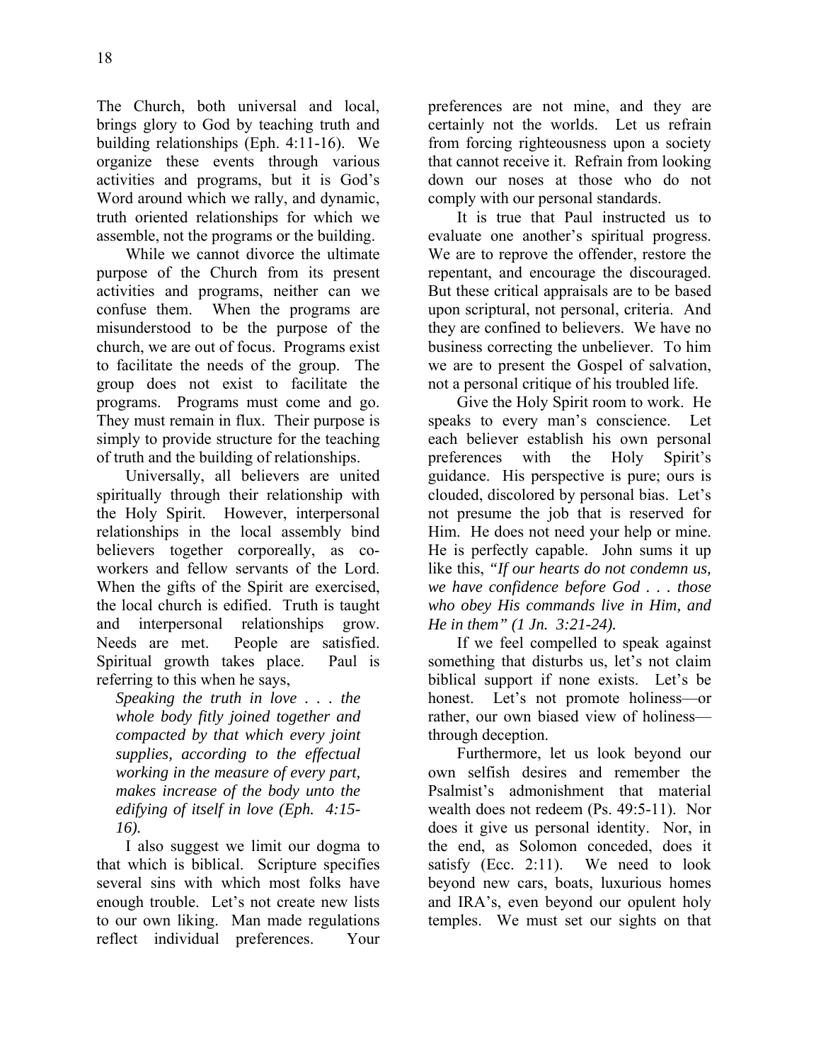The Church, both universal and local, brings glory to God by teaching truth and building relationships (Eph. 4:11-16). We organize these events through various activities and programs, but it is God's Word around which we rally, and dynamic, truth oriented relationships for which we assemble, not the programs or the building.

While we cannot divorce the ultimate purpose of the Church from its present activities and programs, neither can we confuse them. When the programs are misunderstood to be the purpose of the church, we are out of focus. Programs exist to facilitate the needs of the group. The group does not exist to facilitate the programs. Programs must come and go. They must remain in flux. Their purpose is simply to provide structure for the teaching of truth and the building of relationships.

Universally, all believers are united spiritually through their relationship with the Holy Spirit. However, interpersonal relationships in the local assembly bind believers together corporeally, as co-workers and fellow servants of the Lord. When the gifts of the Spirit are exercised, the local church is edified. Truth is taught and interpersonal relationships grow. Needs are met. People are satisfied. Spiritual growth takes place. Paul is referring to this when he says,

> *Speaking the truth in love . . . the whole body fitly joined together and compacted by that which every joint supplies, according to the effectual working in the measure of every part, makes increase of the body unto the edifying of itself in love (Eph. 4:15-16).*

I also suggest we limit our dogma to that which is biblical. Scripture specifies several sins with which most folks have enough trouble. Let's not create new lists to our own liking. Man made regulations reflect individual preferences. Your preferences are not mine, and they are certainly not the worlds. Let us refrain from forcing righteousness upon a society that cannot receive it. Refrain from looking down our noses at those who do not comply with our personal standards.

It is true that Paul instructed us to evaluate one another's spiritual progress. We are to reprove the offender, restore the repentant, and encourage the discouraged. But these critical appraisals are to be based upon scriptural, not personal, criteria. And they are confined to believers. We have no business correcting the unbeliever. To him we are to present the Gospel of salvation, not a personal critique of his troubled life.

Give the Holy Spirit room to work. He speaks to every man's conscience. Let each believer establish his own personal preferences with the Holy Spirit's guidance. His perspective is pure; ours is clouded, discolored by personal bias. Let's not presume the job that is reserved for Him. He does not need your help or mine. He is perfectly capable. John sums it up like this, *"If our hearts do not condemn us, we have confidence before God . . . those who obey His commands live in Him, and He in them" (1 Jn. 3:21-24).*

If we feel compelled to speak against something that disturbs us, let's not claim biblical support if none exists. Let's be honest. Let's not promote holiness—or rather, our own biased view of holiness—through deception.

Furthermore, let us look beyond our own selfish desires and remember the Psalmist's admonishment that material wealth does not redeem (Ps. 49:5-11). Nor does it give us personal identity. Nor, in the end, as Solomon conceded, does it satisfy (Ecc. 2:11). We need to look beyond new cars, boats, luxurious homes and IRA's, even beyond our opulent holy temples. We must set our sights on that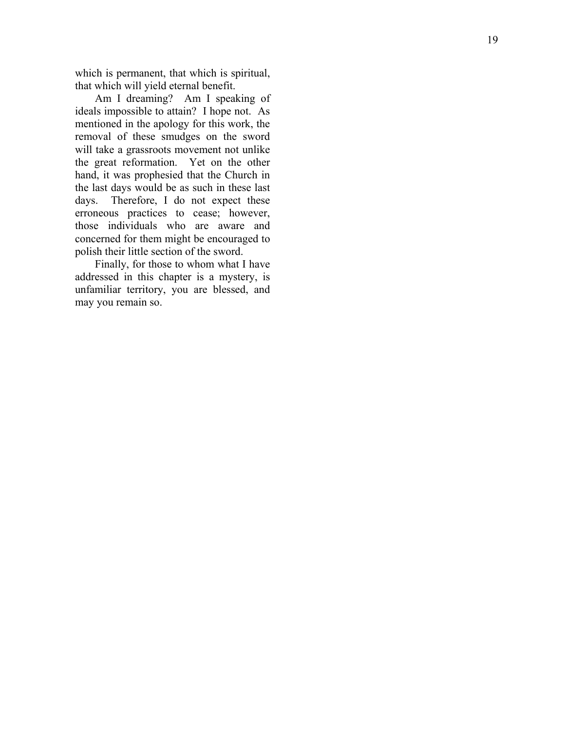which is permanent, that which is spiritual, that which will yield eternal benefit.

Am I dreaming? Am I speaking of ideals impossible to attain? I hope not. As mentioned in the apology for this work, the removal of these smudges on the sword will take a grassroots movement not unlike the great reformation. Yet on the other hand, it was prophesied that the Church in the last days would be as such in these last days. Therefore, I do not expect these erroneous practices to cease; however, those individuals who are aware and concerned for them might be encouraged to polish their little section of the sword.

Finally, for those to whom what I have addressed in this chapter is a mystery, is unfamiliar territory, you are blessed, and may you remain so.